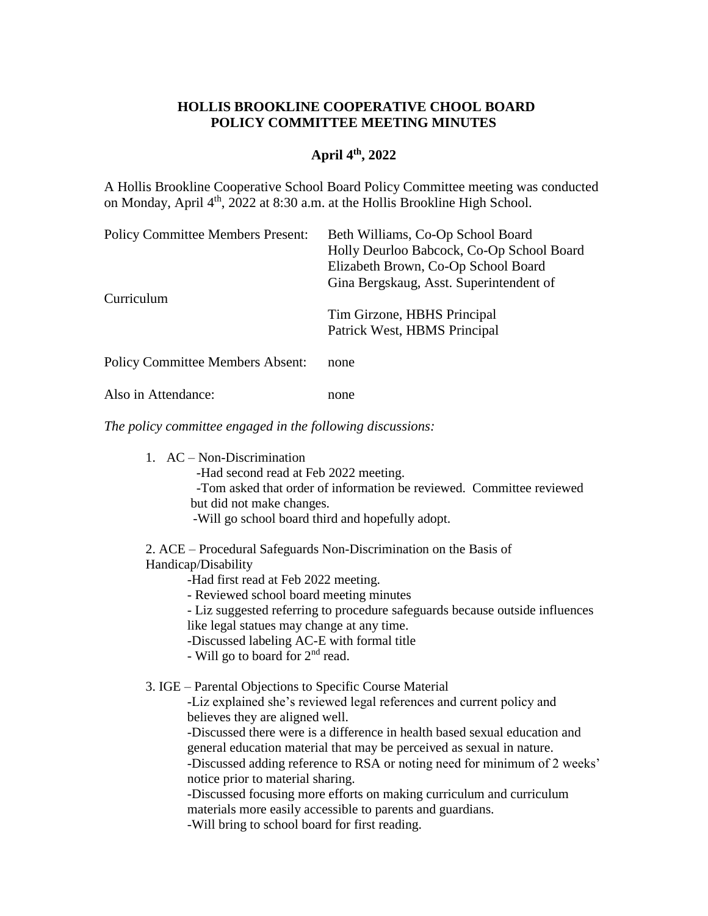**HOLLIS BROOKLINE COOPERATIVE CHOOL BOARD**
**POLICY COMMITTEE MEETING MINUTES**

**April 4th, 2022**

A Hollis Brookline Cooperative School Board Policy Committee meeting was conducted on Monday, April 4th, 2022 at 8:30 a.m. at the Hollis Brookline High School.

| | |
|---|---|
| Policy Committee Members Present: | Beth Williams, Co-Op School Board |
| | Holly Deurloo Babcock, Co-Op School Board |
| | Elizabeth Brown, Co-Op School Board |
| | Gina Bergskaug, Asst. Superintendent of Curriculum |
| | Tim Girzone, HBHS Principal |
| | Patrick West, HBMS Principal |
| Policy Committee Members Absent: | none |
| Also in Attendance: | none |

*The policy committee engaged in the following discussions:*

1. AC – Non-Discrimination
   - -Had second read at Feb 2022 meeting.
   - -Tom asked that order of information be reviewed. Committee reviewed but did not make changes.
   - -Will go school board third and hopefully adopt.

2. ACE – Procedural Safeguards Non-Discrimination on the Basis of Handicap/Disability
   - -Had first read at Feb 2022 meeting.
   - - Reviewed school board meeting minutes
   - - Liz suggested referring to procedure safeguards because outside influences like legal statues may change at any time.
   - -Discussed labeling AC-E with formal title
   - - Will go to board for 2nd read.

3. IGE – Parental Objections to Specific Course Material
   - -Liz explained she's reviewed legal references and current policy and believes they are aligned well.
   - -Discussed there were is a difference in health based sexual education and general education material that may be perceived as sexual in nature.
   - -Discussed adding reference to RSA or noting need for minimum of 2 weeks' notice prior to material sharing.
   - -Discussed focusing more efforts on making curriculum and curriculum materials more easily accessible to parents and guardians.
   - -Will bring to school board for first reading.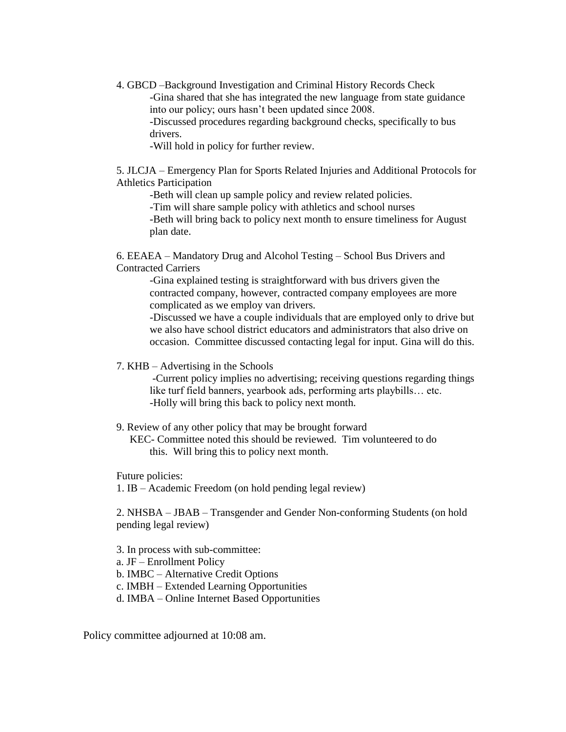4. GBCD –Background Investigation and Criminal History Records Check

    -Gina shared that she has integrated the new language from state guidance into our policy; ours hasn't been updated since 2008.

    -Discussed procedures regarding background checks, specifically to bus drivers.

    -Will hold in policy for further review.

5. JLCJA – Emergency Plan for Sports Related Injuries and Additional Protocols for Athletics Participation

    -Beth will clean up sample policy and review related policies.

    -Tim will share sample policy with athletics and school nurses

    -Beth will bring back to policy next month to ensure timeliness for August plan date.

6. EEAEA – Mandatory Drug and Alcohol Testing – School Bus Drivers and Contracted Carriers

    -Gina explained testing is straightforward with bus drivers given the contracted company, however, contracted company employees are more complicated as we employ van drivers.

    -Discussed we have a couple individuals that are employed only to drive but we also have school district educators and administrators that also drive on occasion. Committee discussed contacting legal for input. Gina will do this.

7. KHB – Advertising in the Schools

    -Current policy implies no advertising; receiving questions regarding things like turf field banners, yearbook ads, performing arts playbills… etc.

    -Holly will bring this back to policy next month.

9. Review of any other policy that may be brought forward

    KEC- Committee noted this should be reviewed. Tim volunteered to do this. Will bring this to policy next month.

Future policies:

1. IB – Academic Freedom (on hold pending legal review)

2. NHSBA – JBAB – Transgender and Gender Non-conforming Students (on hold pending legal review)

3. In process with sub-committee:

a. JF – Enrollment Policy

b. IMBC – Alternative Credit Options

c. IMBH – Extended Learning Opportunities

d. IMBA – Online Internet Based Opportunities

Policy committee adjourned at 10:08 am.